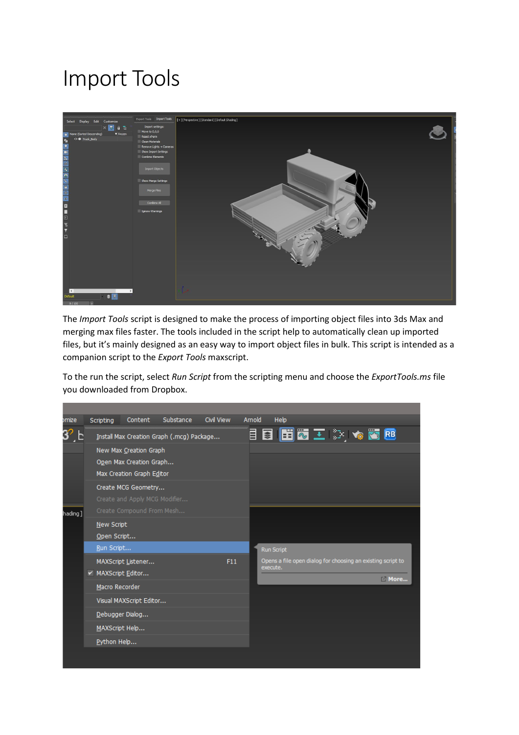# Import Tools

The *Import Tools* script is designed to make the process of importing object files into 3ds Max and merging max files faster. The tools included in the script help to automatically clean up imported files, but it's mainly designed as an easy way to import object files in bulk. This script is intended as a companion script to the *Export Tools* maxscript.

To the run the script, select *Run Script* from the scripting menu and choose the *ExportTools.ms* file you downloaded from Dropbox.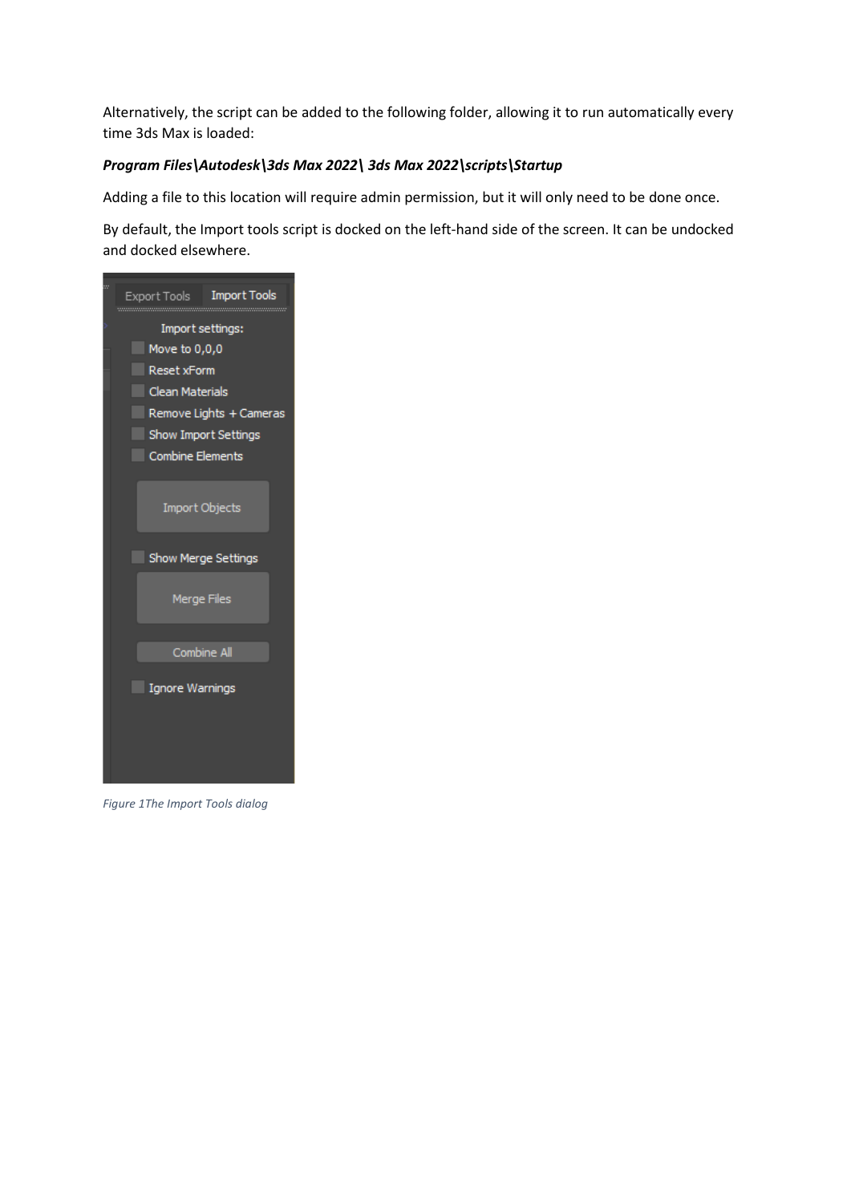Alternatively, the script can be added to the following folder, allowing it to run automatically every time 3ds Max is loaded:

***Program Files\Autodesk\3ds Max 2022\ 3ds Max 2022\scripts\Startup***

Adding a file to this location will require admin permission, but it will only need to be done once.

By default, the Import tools script is docked on the left-hand side of the screen. It can be undocked and docked elsewhere.

*Figure 1The Import Tools dialog*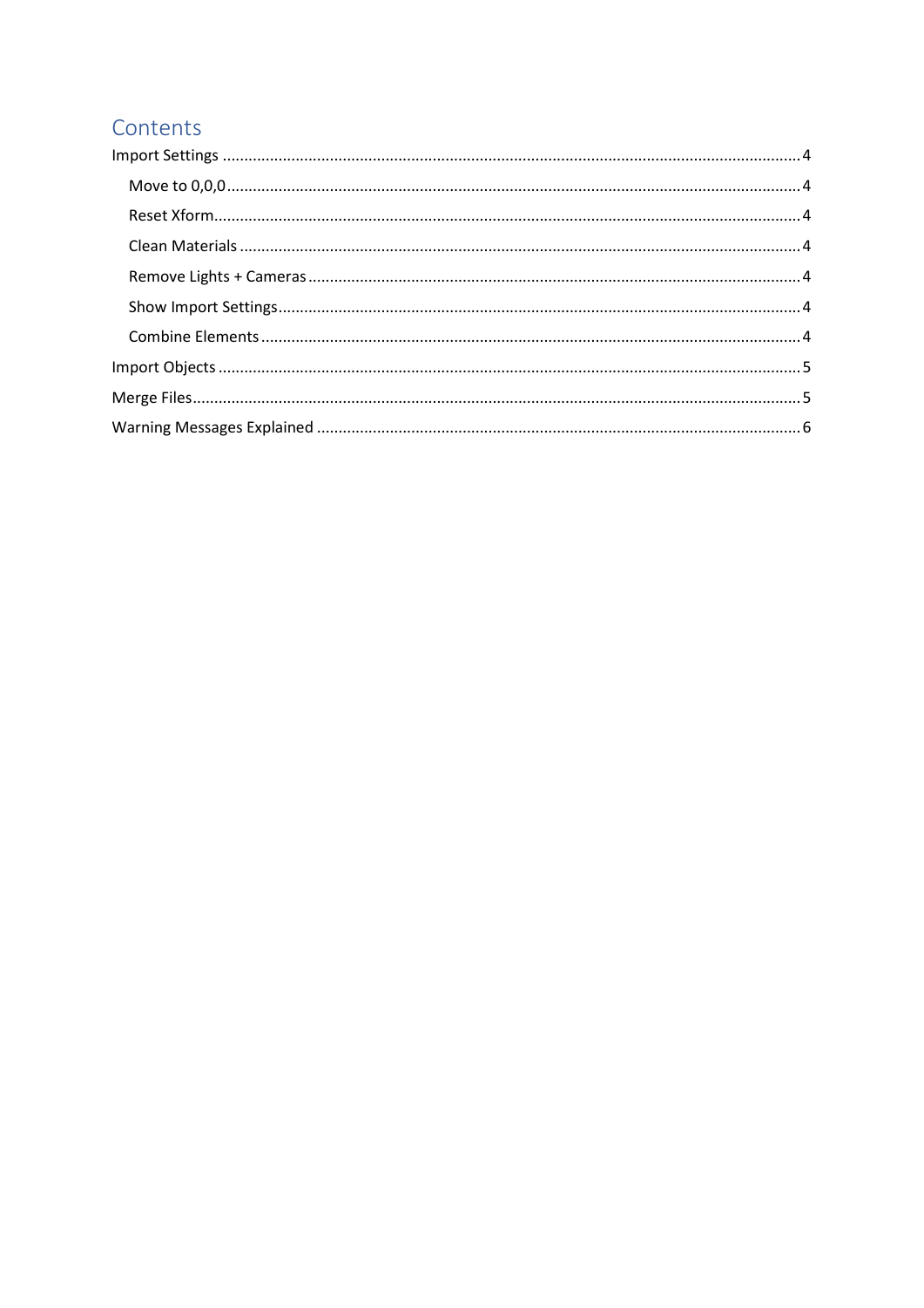# Contents

- Import Settings ..... 4
  - Move to 0,0,0 ..... 4
  - Reset Xform ..... 4
  - Clean Materials ..... 4
  - Remove Lights + Cameras ..... 4
  - Show Import Settings ..... 4
  - Combine Elements ..... 4
- Import Objects ..... 5
- Merge Files ..... 5
- Warning Messages Explained ..... 6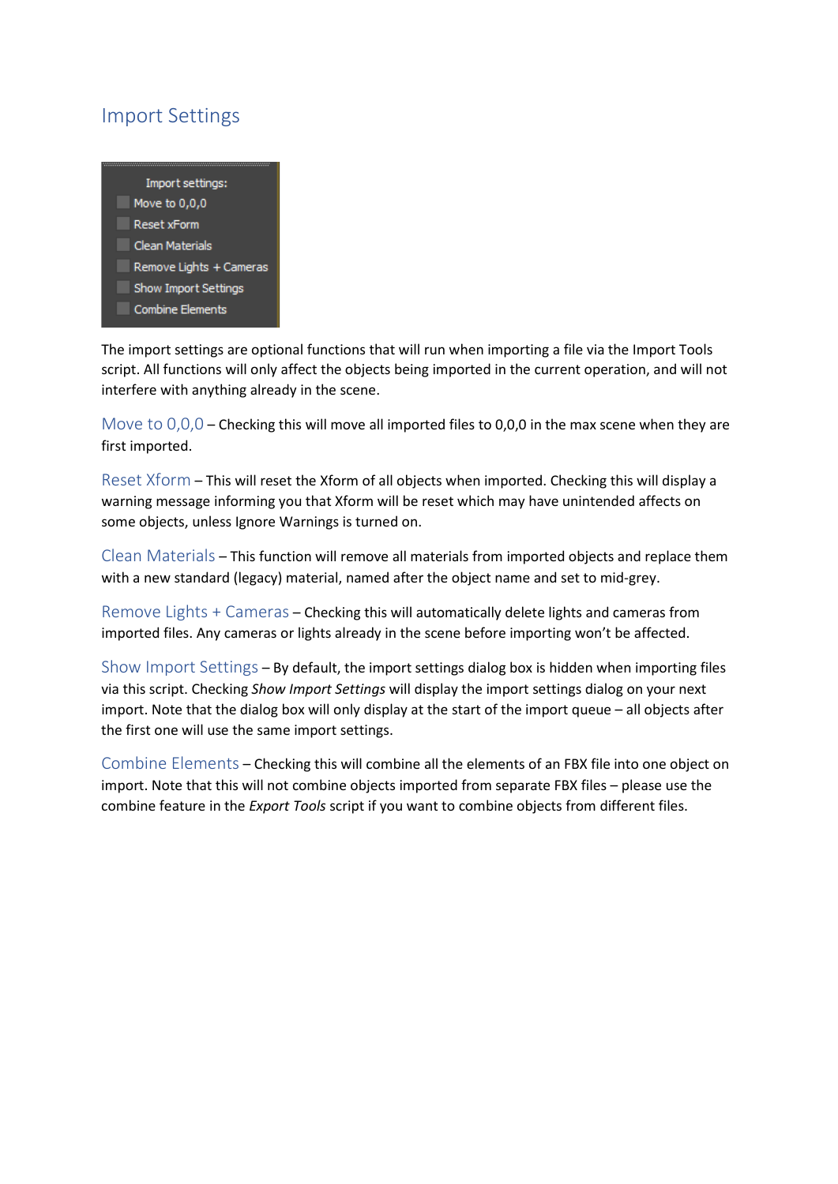# Import Settings

The import settings are optional functions that will run when importing a file via the Import Tools script. All functions will only affect the objects being imported in the current operation, and will not interfere with anything already in the scene.

Move to 0,0,0 – Checking this will move all imported files to 0,0,0 in the max scene when they are first imported.

Reset Xform – This will reset the Xform of all objects when imported. Checking this will display a warning message informing you that Xform will be reset which may have unintended affects on some objects, unless Ignore Warnings is turned on.

Clean Materials – This function will remove all materials from imported objects and replace them with a new standard (legacy) material, named after the object name and set to mid-grey.

Remove Lights + Cameras – Checking this will automatically delete lights and cameras from imported files. Any cameras or lights already in the scene before importing won't be affected.

Show Import Settings – By default, the import settings dialog box is hidden when importing files via this script. Checking *Show Import Settings* will display the import settings dialog on your next import. Note that the dialog box will only display at the start of the import queue – all objects after the first one will use the same import settings.

Combine Elements – Checking this will combine all the elements of an FBX file into one object on import. Note that this will not combine objects imported from separate FBX files – please use the combine feature in the *Export Tools* script if you want to combine objects from different files.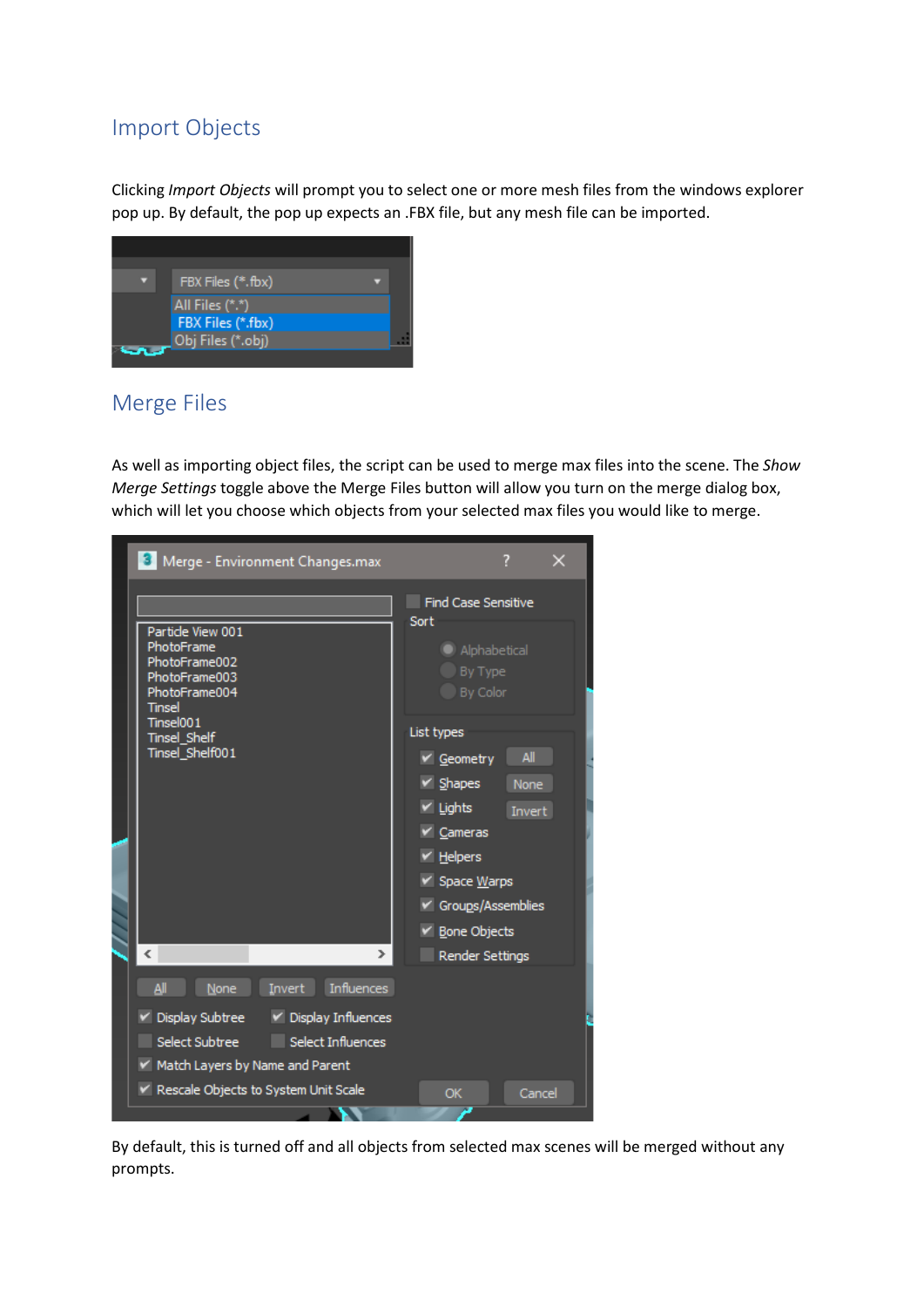## Import Objects

Clicking *Import Objects* will prompt you to select one or more mesh files from the windows explorer pop up. By default, the pop up expects an .FBX file, but any mesh file can be imported.

## Merge Files

As well as importing object files, the script can be used to merge max files into the scene. The *Show Merge Settings* toggle above the Merge Files button will allow you turn on the merge dialog box, which will let you choose which objects from your selected max files you would like to merge.

By default, this is turned off and all objects from selected max scenes will be merged without any prompts.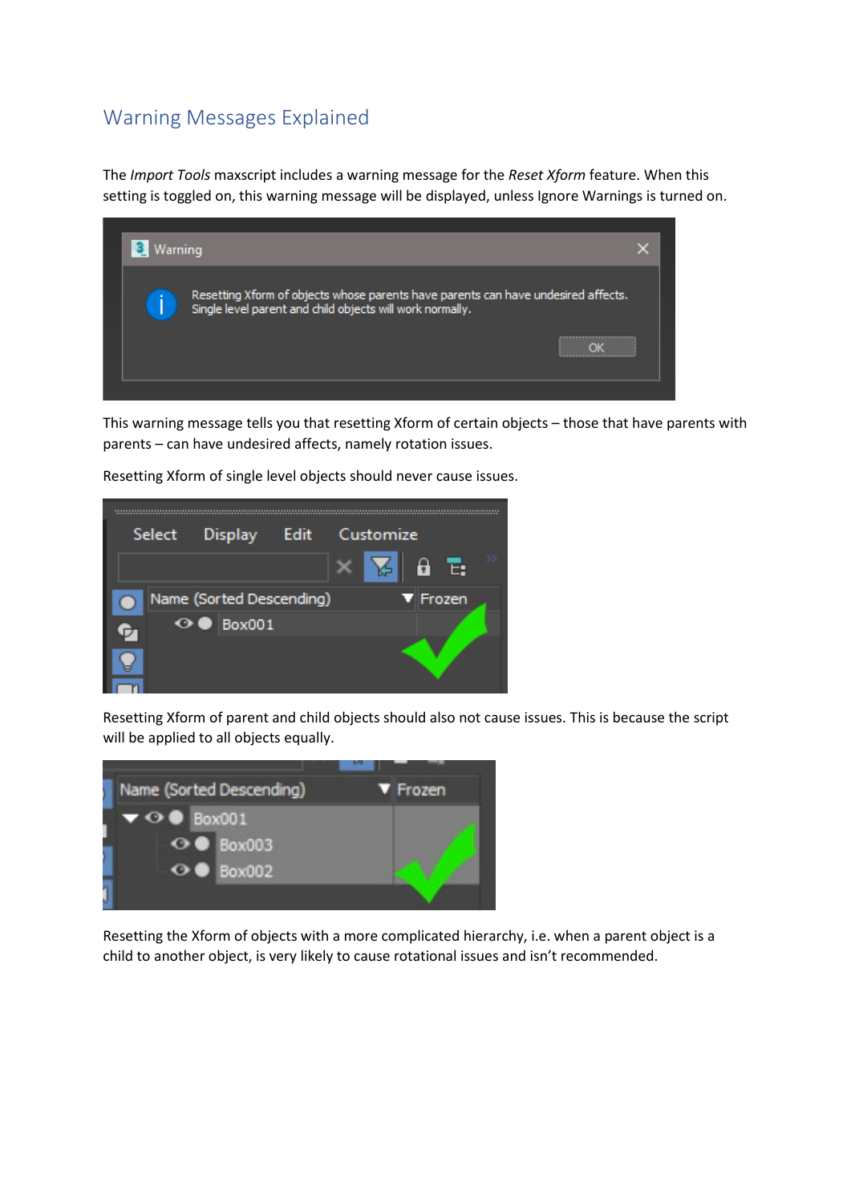## Warning Messages Explained

The *Import Tools* maxscript includes a warning message for the *Reset Xform* feature. When this setting is toggled on, this warning message will be displayed, unless Ignore Warnings is turned on.

This warning message tells you that resetting Xform of certain objects – those that have parents with parents – can have undesired affects, namely rotation issues.

Resetting Xform of single level objects should never cause issues.

Resetting Xform of parent and child objects should also not cause issues. This is because the script will be applied to all objects equally.

Resetting the Xform of objects with a more complicated hierarchy, i.e. when a parent object is a child to another object, is very likely to cause rotational issues and isn't recommended.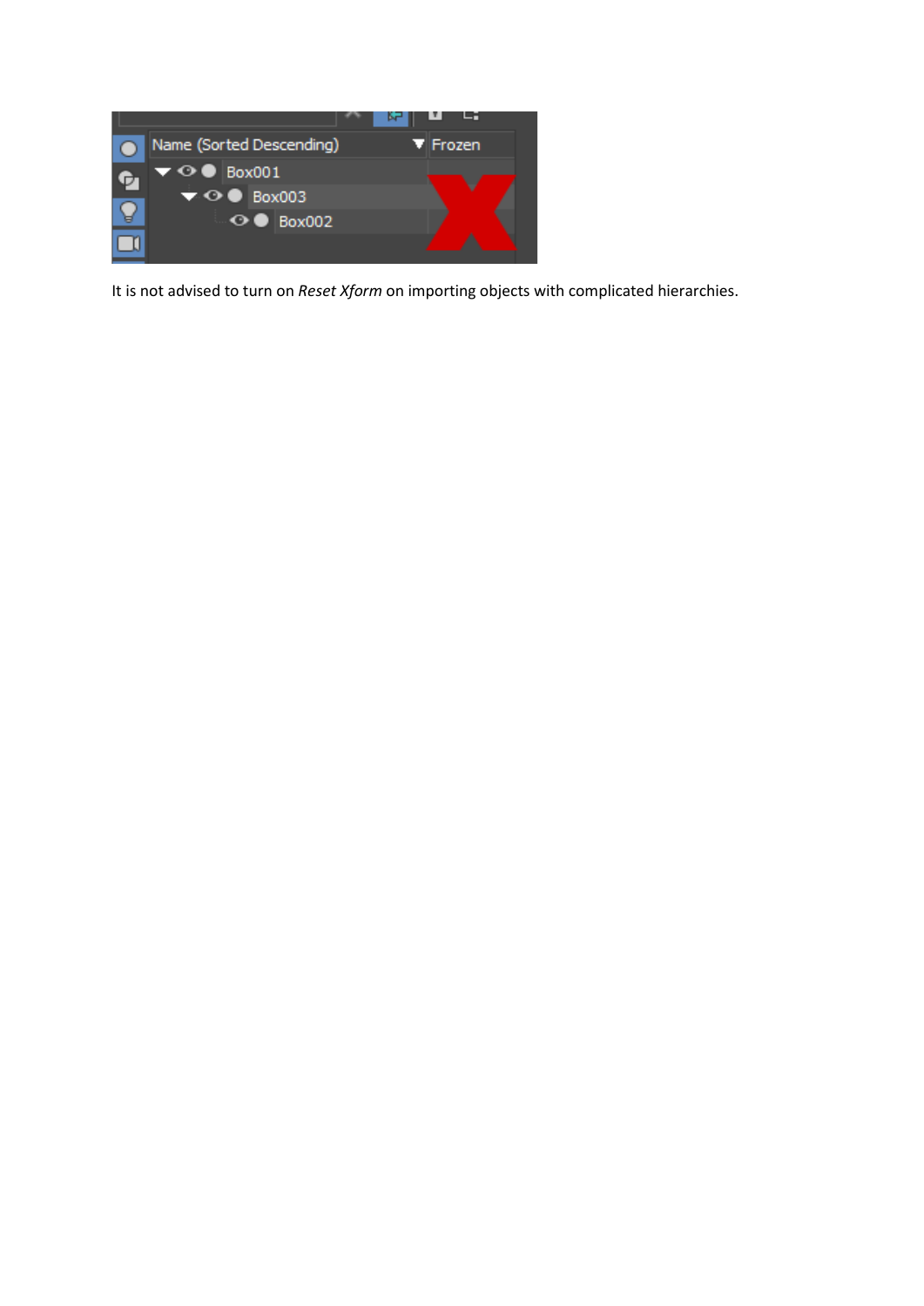It is not advised to turn on *Reset Xform* on importing objects with complicated hierarchies.